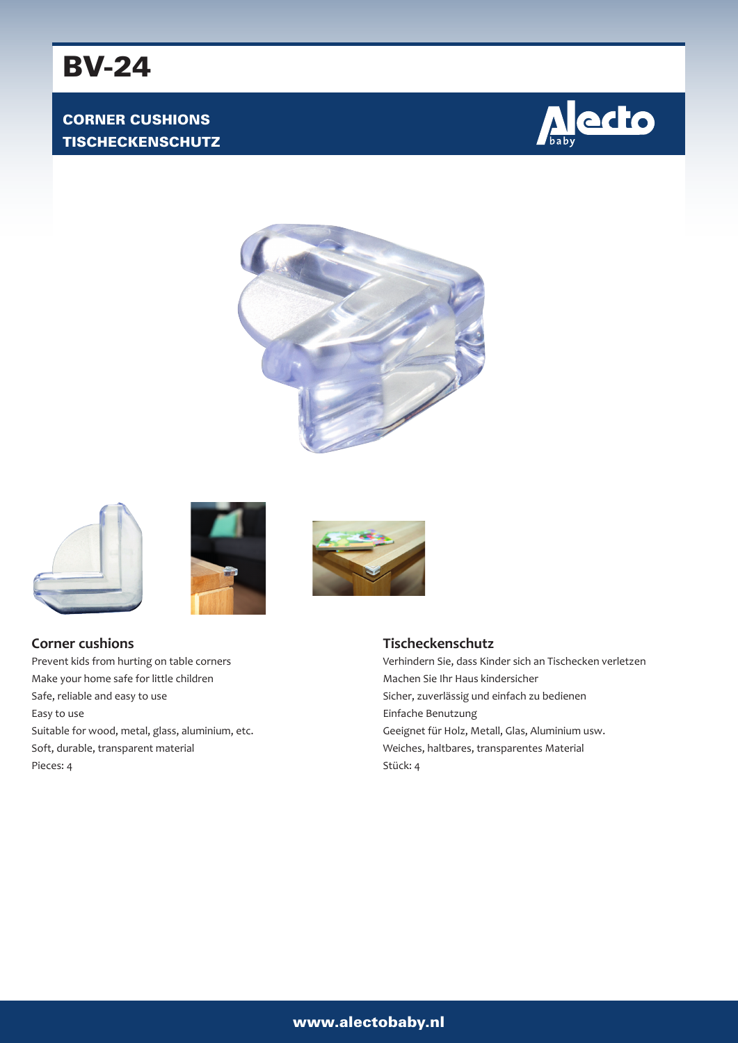# BV-24

## CORNER CUSHIONS
## TISCHECKENSCHUTZ

### Corner cushions

Prevent kids from hurting on table corners
Make your home safe for little children
Safe, reliable and easy to use
Easy to use
Suitable for wood, metal, glass, aluminium, etc.
Soft, durable, transparent material
Pieces: 4

### Tischeckenschutz

Verhindern Sie, dass Kinder sich an Tischecken verletzen
Machen Sie Ihr Haus kindersicher
Sicher, zuverlässig und einfach zu bedienen
Einfache Benutzung
Geeignet für Holz, Metall, Glas, Aluminium usw.
Weiches, haltbares, transparentes Material
Stück: 4

www.alectobaby.nl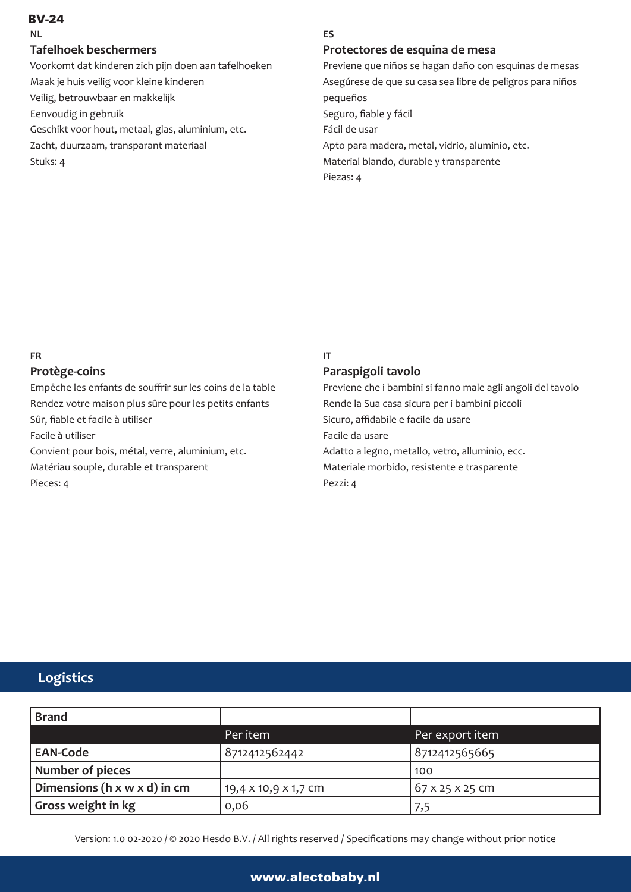**BV-24**

**NL**

### Tafelhoek beschermers

Voorkomt dat kinderen zich pijn doen aan tafelhoeken
Maak je huis veilig voor kleine kinderen
Veilig, betrouwbaar en makkelijk
Eenvoudig in gebruik
Geschikt voor hout, metaal, glas, aluminium, etc.
Zacht, duurzaam, transparant materiaal
Stuks: 4

**ES**

### Protectores de esquina de mesa

Previene que niños se hagan daño con esquinas de mesas
Asegúrese de que su casa sea libre de peligros para niños pequeños
Seguro, fiable y fácil
Fácil de usar
Apto para madera, metal, vidrio, aluminio, etc.
Material blando, durable y transparente
Piezas: 4

**FR**

### Protège-coins

Empêche les enfants de souffrir sur les coins de la table
Rendez votre maison plus sûre pour les petits enfants
Sûr, fiable et facile à utiliser
Facile à utiliser
Convient pour bois, métal, verre, aluminium, etc.
Matériau souple, durable et transparent
Pieces: 4

**IT**

### Paraspigoli tavolo

Previene che i bambini si fanno male agli angoli del tavolo
Rende la Sua casa sicura per i bambini piccoli
Sicuro, affidabile e facile da usare
Facile da usare
Adatto a legno, metallo, vetro, alluminio, ecc.
Materiale morbido, resistente e trasparente
Pezzi: 4

## Logistics

| Brand | | |
|---|---|---|
| | Per item | Per export item |
| EAN-Code | 8712412562442 | 8712412565665 |
| Number of pieces | | 100 |
| Dimensions (h x w x d) in cm | 19,4 x 10,9 x 1,7 cm | 67 x 25 x 25 cm |
| Gross weight in kg | 0,06 | 7,5 |

Version: 1.0 02-2020 / © 2020 Hesdo B.V. / All rights reserved / Specifications may change without prior notice

www.alectobaby.nl